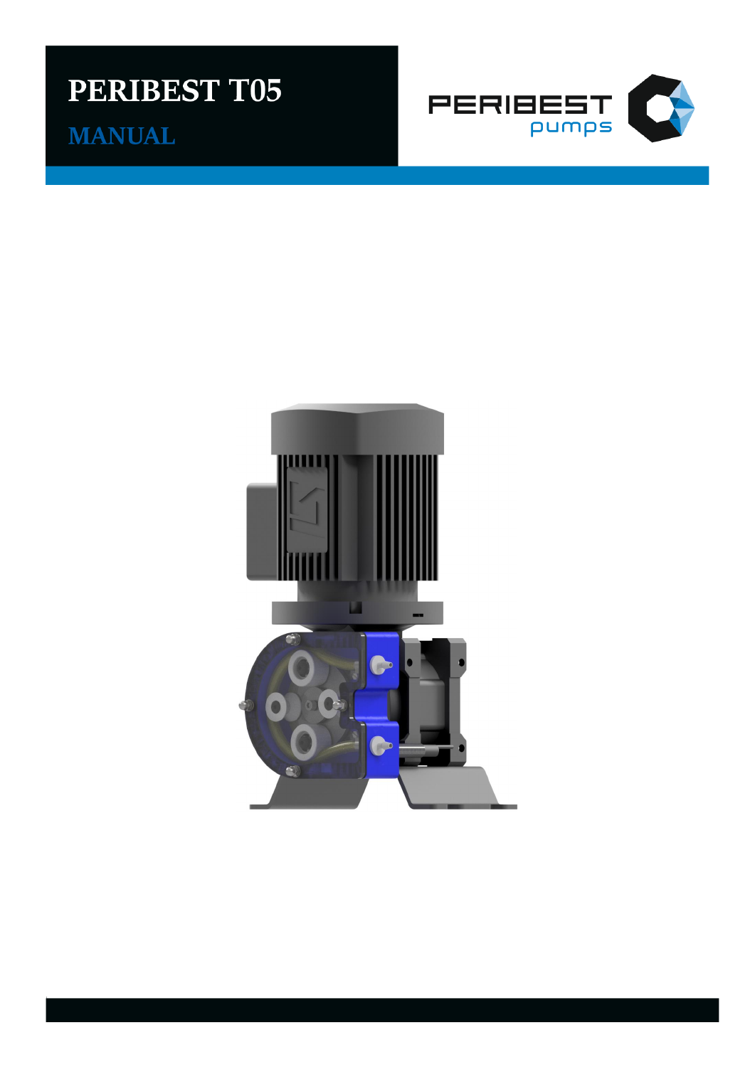# PERIBEST T05

## MANUAL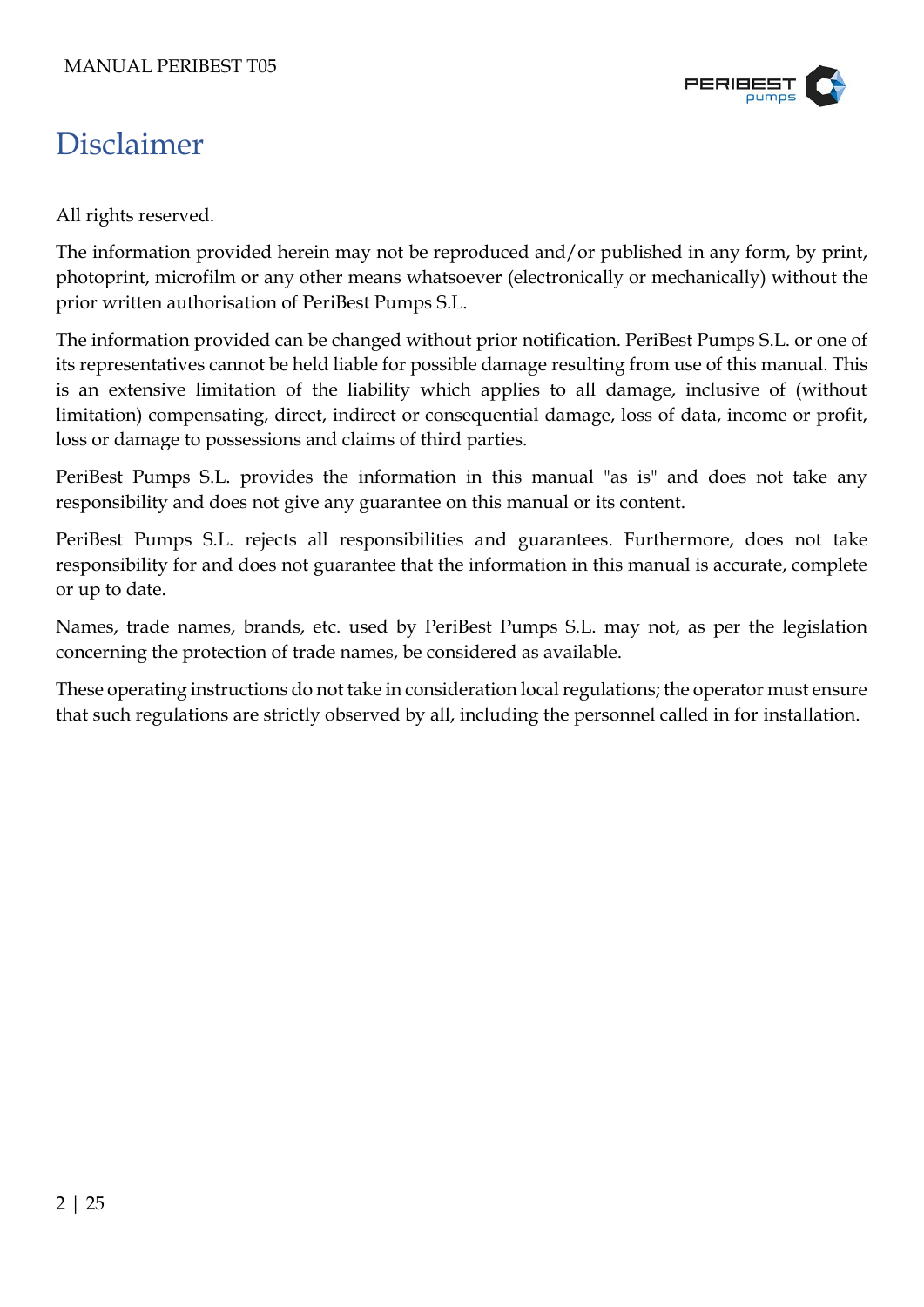# Disclaimer

All rights reserved.

The information provided herein may not be reproduced and/or published in any form, by print, photoprint, microfilm or any other means whatsoever (electronically or mechanically) without the prior written authorisation of PeriBest Pumps S.L.

The information provided can be changed without prior notification. PeriBest Pumps S.L. or one of its representatives cannot be held liable for possible damage resulting from use of this manual. This is an extensive limitation of the liability which applies to all damage, inclusive of (without limitation) compensating, direct, indirect or consequential damage, loss of data, income or profit, loss or damage to possessions and claims of third parties.

PeriBest Pumps S.L. provides the information in this manual "as is" and does not take any responsibility and does not give any guarantee on this manual or its content.

PeriBest Pumps S.L. rejects all responsibilities and guarantees. Furthermore, does not take responsibility for and does not guarantee that the information in this manual is accurate, complete or up to date.

Names, trade names, brands, etc. used by PeriBest Pumps S.L. may not, as per the legislation concerning the protection of trade names, be considered as available.

These operating instructions do not take in consideration local regulations; the operator must ensure that such regulations are strictly observed by all, including the personnel called in for installation.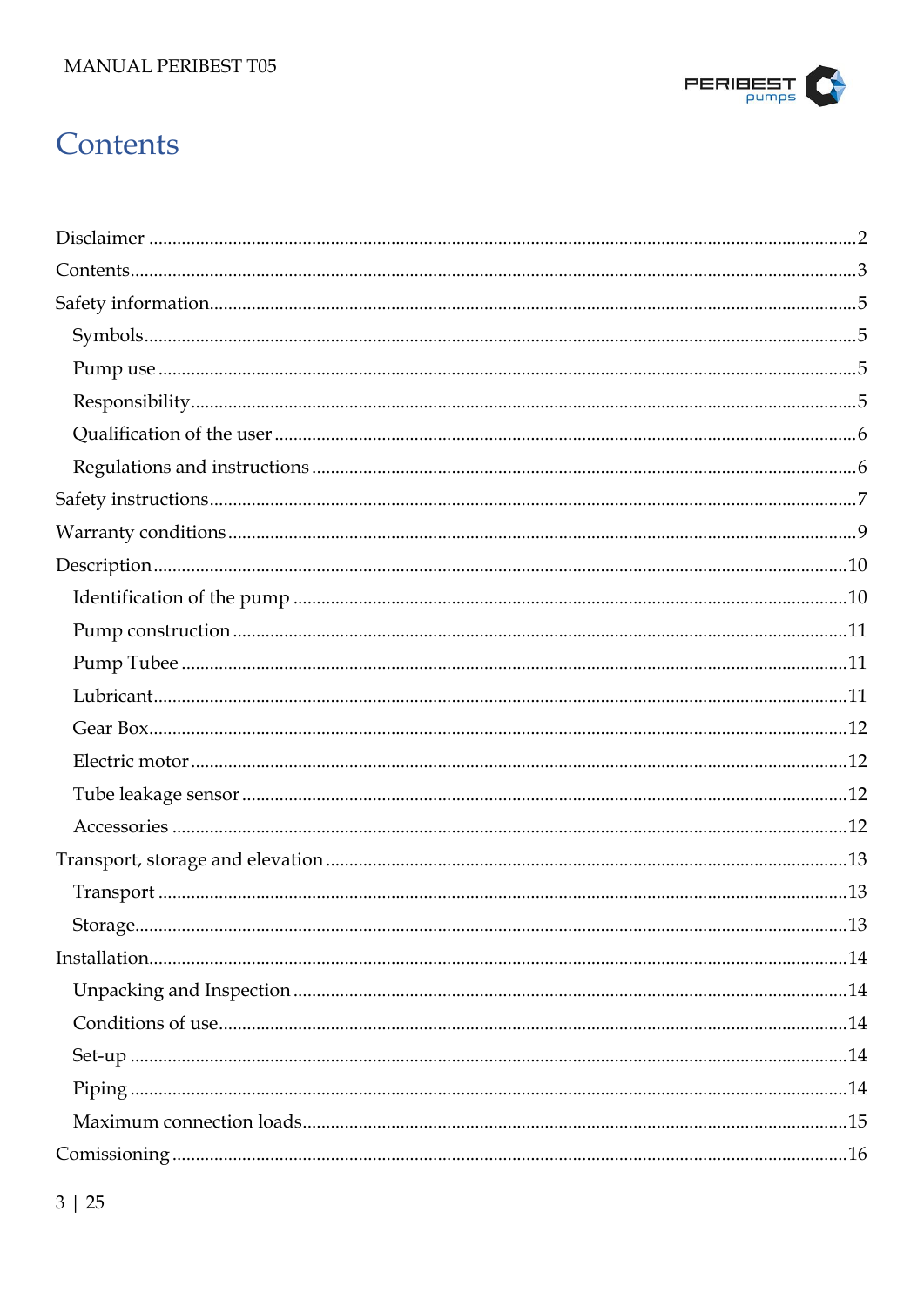# Contents

Disclaimer ..... 2
Contents ..... 3
Safety information ..... 5
- Symbols ..... 5
- Pump use ..... 5
- Responsibility ..... 5
- Qualification of the user ..... 6
- Regulations and instructions ..... 6

Safety instructions ..... 7
Warranty conditions ..... 9
Description ..... 10
- Identification of the pump ..... 10
- Pump construction ..... 11
- Pump Tubee ..... 11
- Lubricant ..... 11
- Gear Box ..... 12
- Electric motor ..... 12
- Tube leakage sensor ..... 12
- Accessories ..... 12

Transport, storage and elevation ..... 13
- Transport ..... 13
- Storage ..... 13

Installation ..... 14
- Unpacking and Inspection ..... 14
- Conditions of use ..... 14
- Set-up ..... 14
- Piping ..... 14
- Maximum connection loads ..... 15

Comissioning ..... 16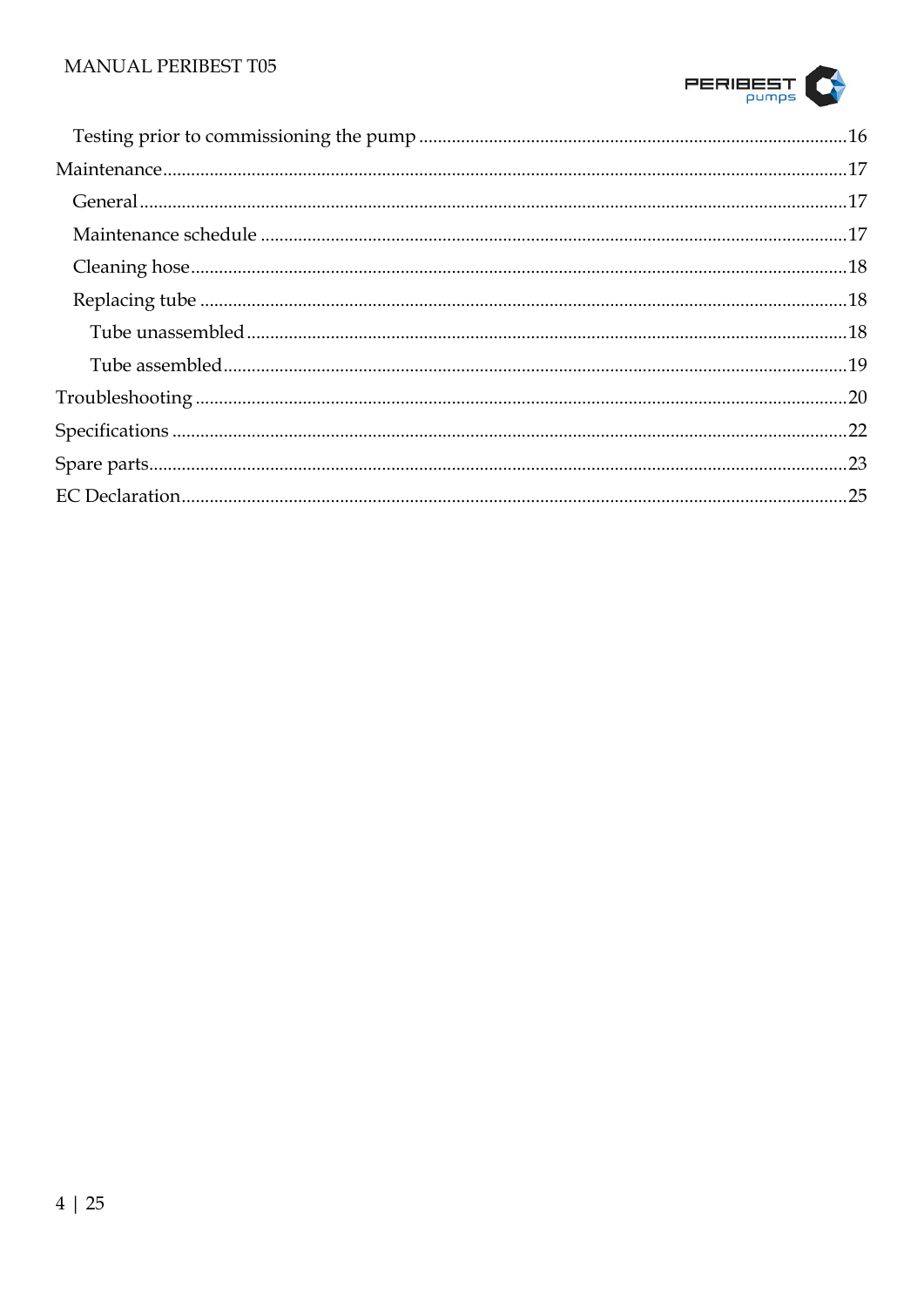- Testing prior to commissioning the pump ... 16
- Maintenance ... 17
  - General ... 17
  - Maintenance schedule ... 17
  - Cleaning hose ... 18
  - Replacing tube ... 18
    - Tube unassembled ... 18
    - Tube assembled ... 19
- Troubleshooting ... 20
- Specifications ... 22
- Spare parts ... 23
- EC Declaration ... 25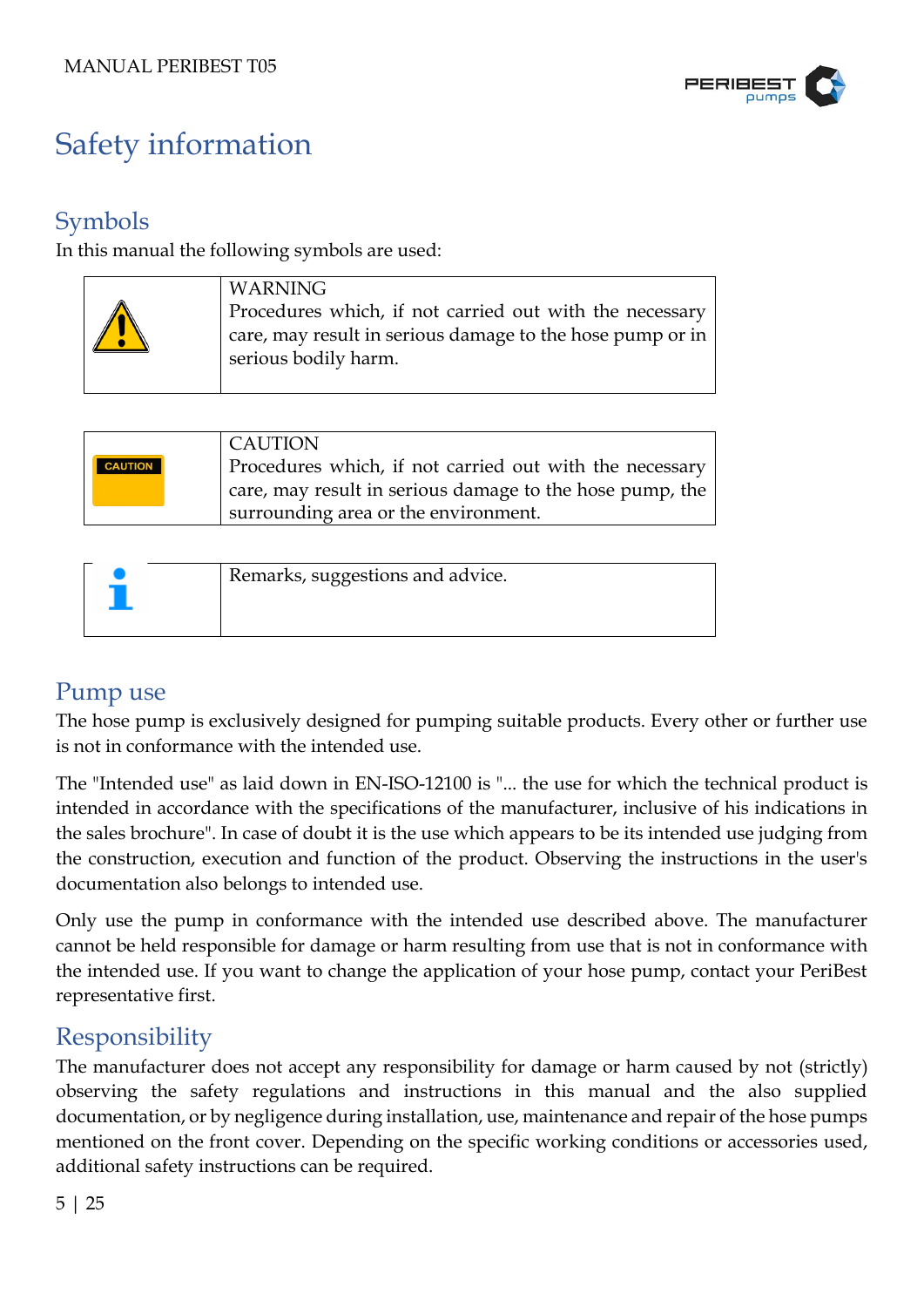# Safety information

## Symbols

In this manual the following symbols are used:

| | |
|---|---|
| ⚠ | WARNING<br>Procedures which, if not carried out with the necessary care, may result in serious damage to the hose pump or in serious bodily harm. |

| | |
|---|---|
| CAUTION | CAUTION<br>Procedures which, if not carried out with the necessary care, may result in serious damage to the hose pump, the surrounding area or the environment. |

| | |
|---|---|
| i | Remarks, suggestions and advice. |

## Pump use

The hose pump is exclusively designed for pumping suitable products. Every other or further use is not in conformance with the intended use.

The "Intended use" as laid down in EN-ISO-12100 is "... the use for which the technical product is intended in accordance with the specifications of the manufacturer, inclusive of his indications in the sales brochure". In case of doubt it is the use which appears to be its intended use judging from the construction, execution and function of the product. Observing the instructions in the user's documentation also belongs to intended use.

Only use the pump in conformance with the intended use described above. The manufacturer cannot be held responsible for damage or harm resulting from use that is not in conformance with the intended use. If you want to change the application of your hose pump, contact your PeriBest representative first.

## Responsibility

The manufacturer does not accept any responsibility for damage or harm caused by not (strictly) observing the safety regulations and instructions in this manual and the also supplied documentation, or by negligence during installation, use, maintenance and repair of the hose pumps mentioned on the front cover. Depending on the specific working conditions or accessories used, additional safety instructions can be required.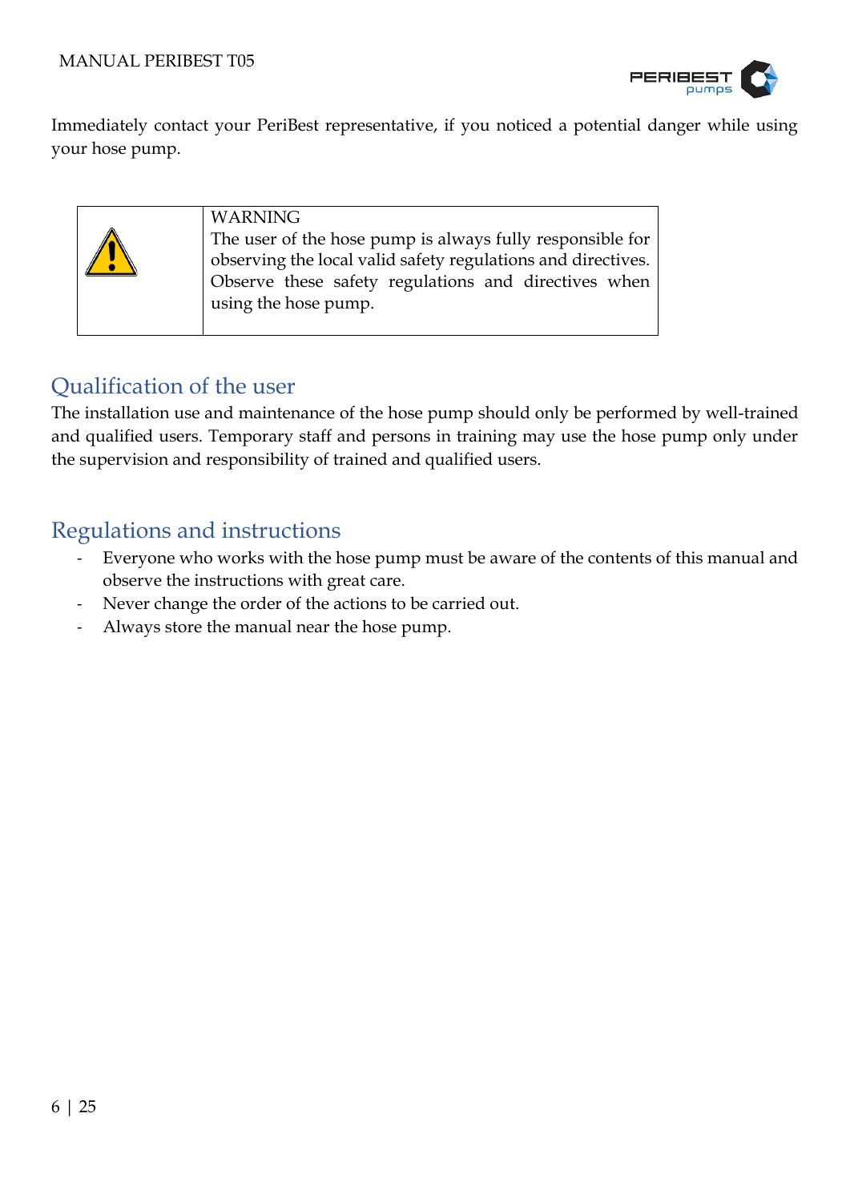Immediately contact your PeriBest representative, if you noticed a potential danger while using your hose pump.

| | WARNING<br>The user of the hose pump is always fully responsible for observing the local valid safety regulations and directives. Observe these safety regulations and directives when using the hose pump. |
|---|---|

## Qualification of the user

The installation use and maintenance of the hose pump should only be performed by well-trained and qualified users. Temporary staff and persons in training may use the hose pump only under the supervision and responsibility of trained and qualified users.

## Regulations and instructions

- Everyone who works with the hose pump must be aware of the contents of this manual and observe the instructions with great care.
- Never change the order of the actions to be carried out.
- Always store the manual near the hose pump.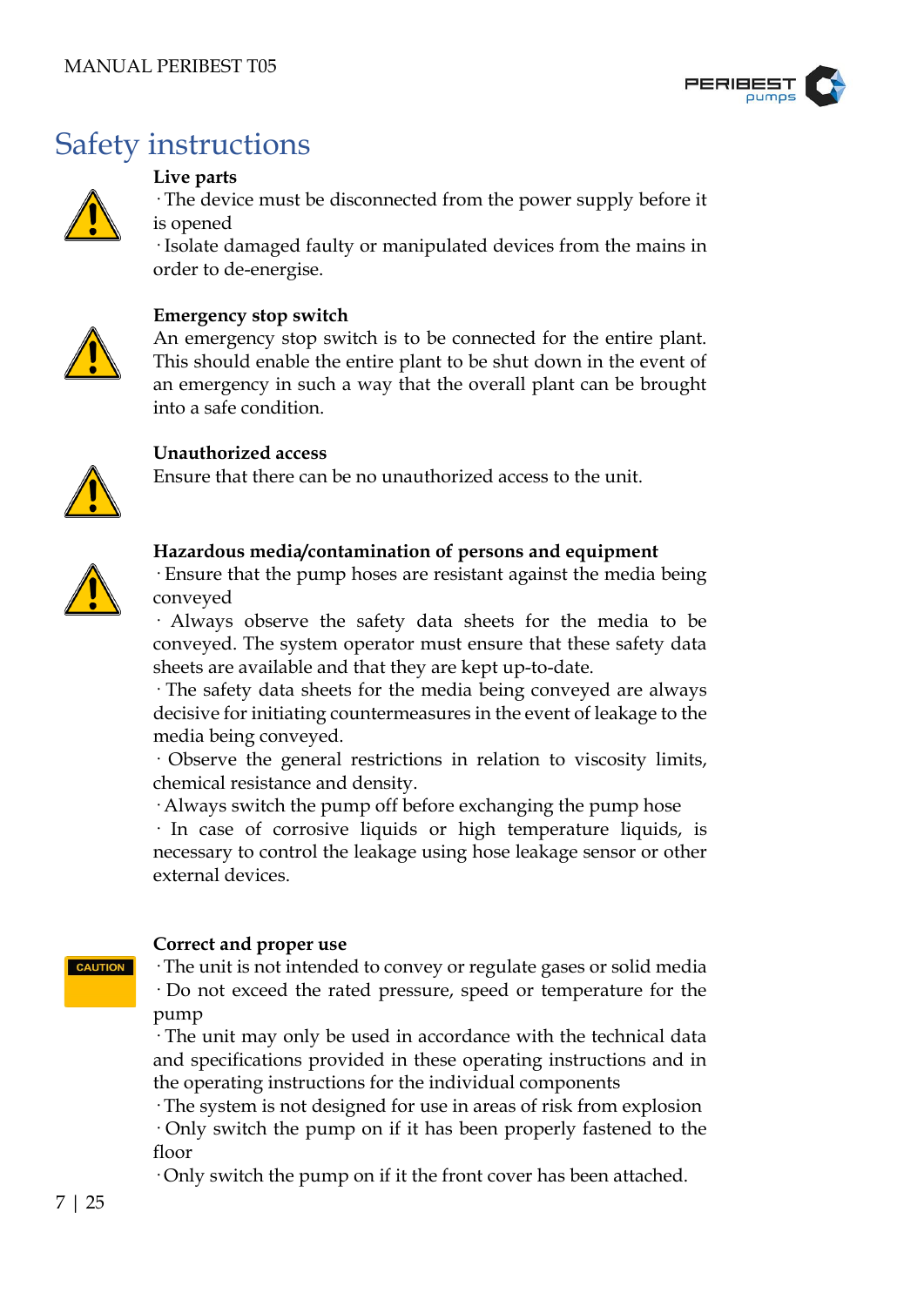# Safety instructions

**Live parts**

· The device must be disconnected from the power supply before it is opened

· Isolate damaged faulty or manipulated devices from the mains in order to de-energise.

**Emergency stop switch**

An emergency stop switch is to be connected for the entire plant. This should enable the entire plant to be shut down in the event of an emergency in such a way that the overall plant can be brought into a safe condition.

**Unauthorized access**

Ensure that there can be no unauthorized access to the unit.

**Hazardous media/contamination of persons and equipment**

· Ensure that the pump hoses are resistant against the media being conveyed

· Always observe the safety data sheets for the media to be conveyed. The system operator must ensure that these safety data sheets are available and that they are kept up-to-date.

· The safety data sheets for the media being conveyed are always decisive for initiating countermeasures in the event of leakage to the media being conveyed.

· Observe the general restrictions in relation to viscosity limits, chemical resistance and density.

· Always switch the pump off before exchanging the pump hose

· In case of corrosive liquids or high temperature liquids, is necessary to control the leakage using hose leakage sensor or other external devices.

CAUTION

**Correct and proper use**

· The unit is not intended to convey or regulate gases or solid media

· Do not exceed the rated pressure, speed or temperature for the pump

· The unit may only be used in accordance with the technical data and specifications provided in these operating instructions and in the operating instructions for the individual components

· The system is not designed for use in areas of risk from explosion

· Only switch the pump on if it has been properly fastened to the floor

· Only switch the pump on if it the front cover has been attached.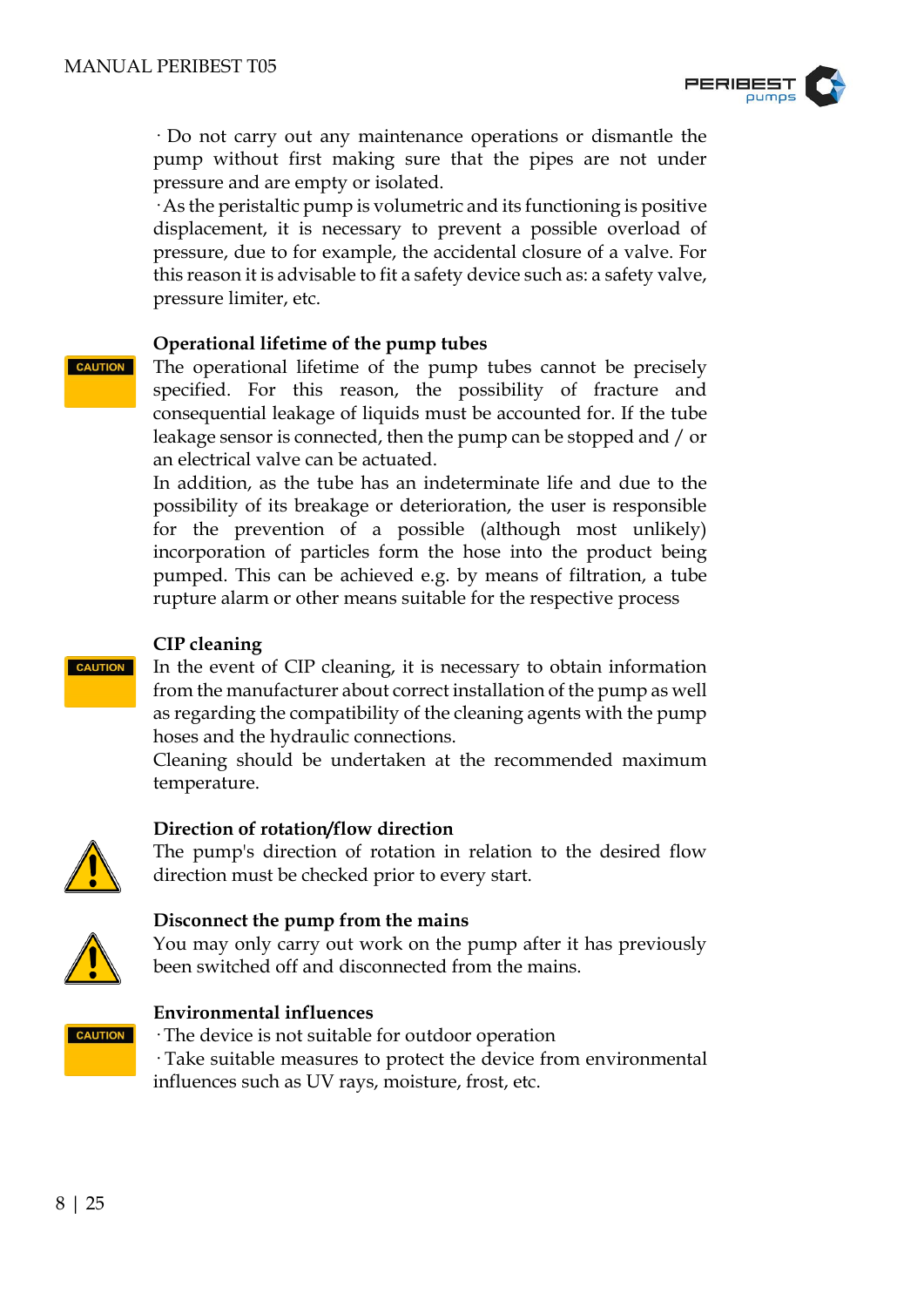· Do not carry out any maintenance operations or dismantle the pump without first making sure that the pipes are not under pressure and are empty or isolated.

· As the peristaltic pump is volumetric and its functioning is positive displacement, it is necessary to prevent a possible overload of pressure, due to for example, the accidental closure of a valve. For this reason it is advisable to fit a safety device such as: a safety valve, pressure limiter, etc.

### Operational lifetime of the pump tubes

CAUTION

The operational lifetime of the pump tubes cannot be precisely specified. For this reason, the possibility of fracture and consequential leakage of liquids must be accounted for. If the tube leakage sensor is connected, then the pump can be stopped and / or an electrical valve can be actuated.

In addition, as the tube has an indeterminate life and due to the possibility of its breakage or deterioration, the user is responsible for the prevention of a possible (although most unlikely) incorporation of particles form the hose into the product being pumped. This can be achieved e.g. by means of filtration, a tube rupture alarm or other means suitable for the respective process

### CIP cleaning

CAUTION

In the event of CIP cleaning, it is necessary to obtain information from the manufacturer about correct installation of the pump as well as regarding the compatibility of the cleaning agents with the pump hoses and the hydraulic connections.

Cleaning should be undertaken at the recommended maximum temperature.

### Direction of rotation/flow direction

The pump's direction of rotation in relation to the desired flow direction must be checked prior to every start.

### Disconnect the pump from the mains

You may only carry out work on the pump after it has previously been switched off and disconnected from the mains.

### Environmental influences

CAUTION

· The device is not suitable for outdoor operation

· Take suitable measures to protect the device from environmental influences such as UV rays, moisture, frost, etc.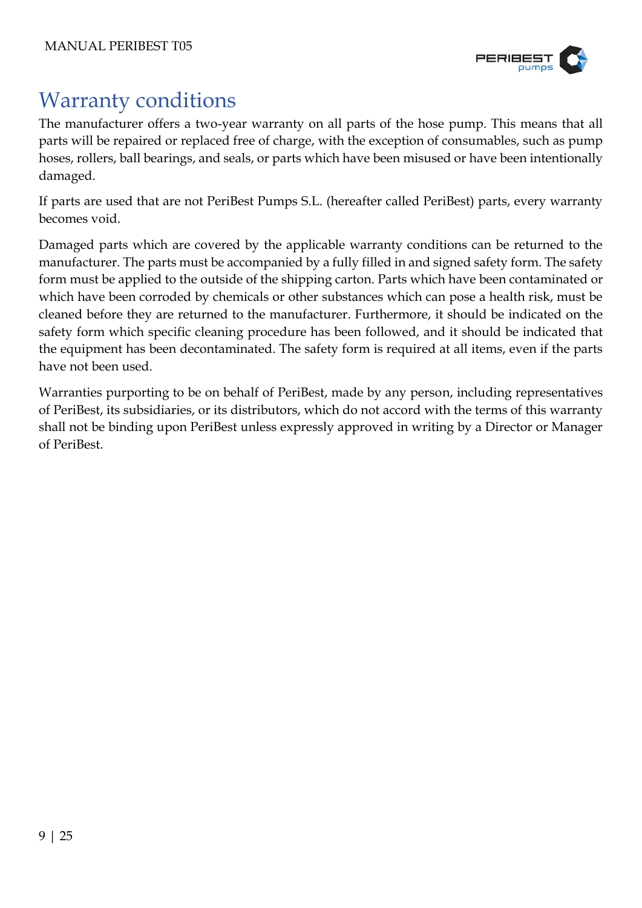# Warranty conditions

The manufacturer offers a two-year warranty on all parts of the hose pump. This means that all parts will be repaired or replaced free of charge, with the exception of consumables, such as pump hoses, rollers, ball bearings, and seals, or parts which have been misused or have been intentionally damaged.

If parts are used that are not PeriBest Pumps S.L. (hereafter called PeriBest) parts, every warranty becomes void.

Damaged parts which are covered by the applicable warranty conditions can be returned to the manufacturer. The parts must be accompanied by a fully filled in and signed safety form. The safety form must be applied to the outside of the shipping carton. Parts which have been contaminated or which have been corroded by chemicals or other substances which can pose a health risk, must be cleaned before they are returned to the manufacturer. Furthermore, it should be indicated on the safety form which specific cleaning procedure has been followed, and it should be indicated that the equipment has been decontaminated. The safety form is required at all items, even if the parts have not been used.

Warranties purporting to be on behalf of PeriBest, made by any person, including representatives of PeriBest, its subsidiaries, or its distributors, which do not accord with the terms of this warranty shall not be binding upon PeriBest unless expressly approved in writing by a Director or Manager of PeriBest.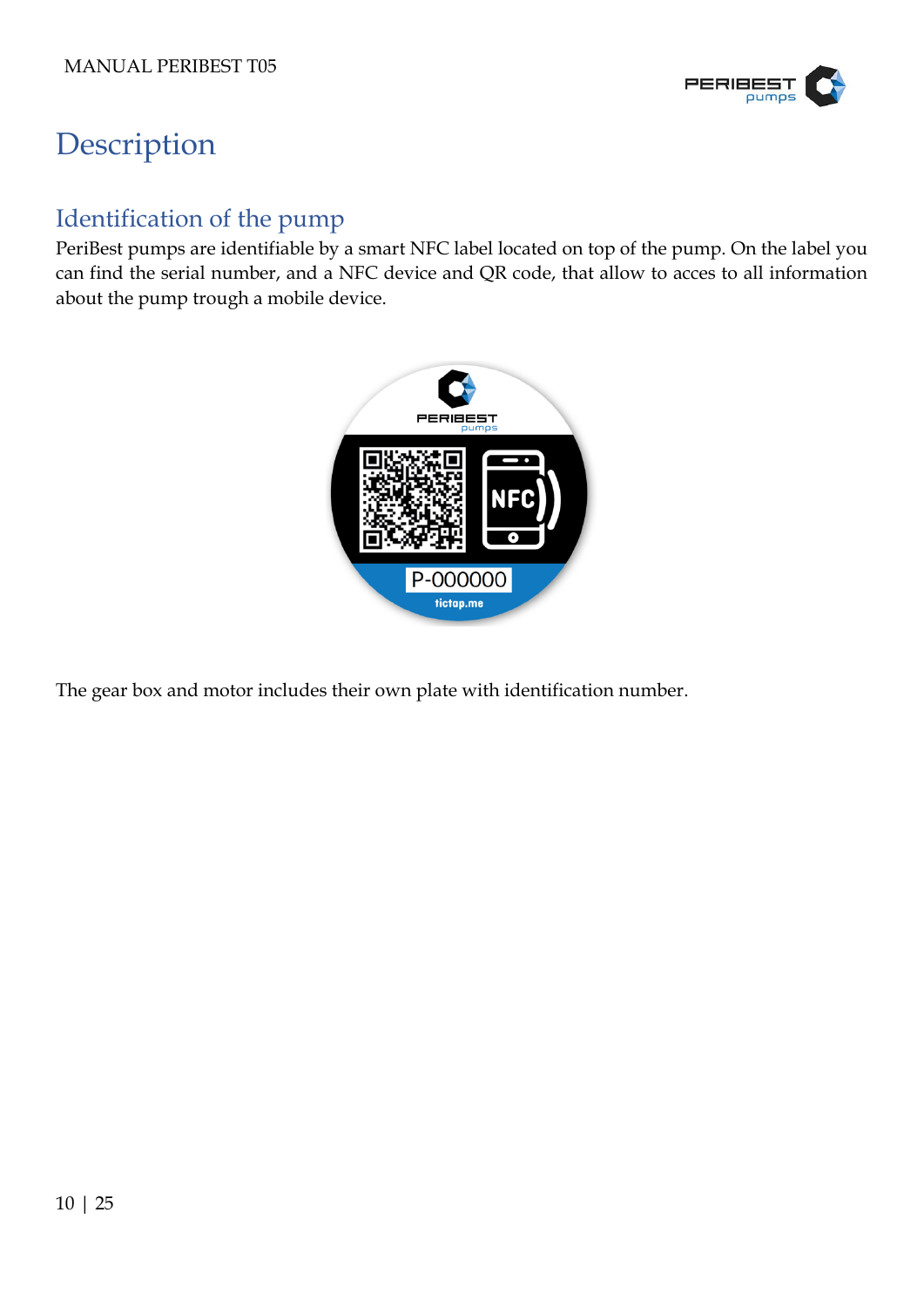# Description

## Identification of the pump

PeriBest pumps are identifiable by a smart NFC label located on top of the pump. On the label you can find the serial number, and a NFC device and QR code, that allow to acces to all information about the pump trough a mobile device.

The gear box and motor includes their own plate with identification number.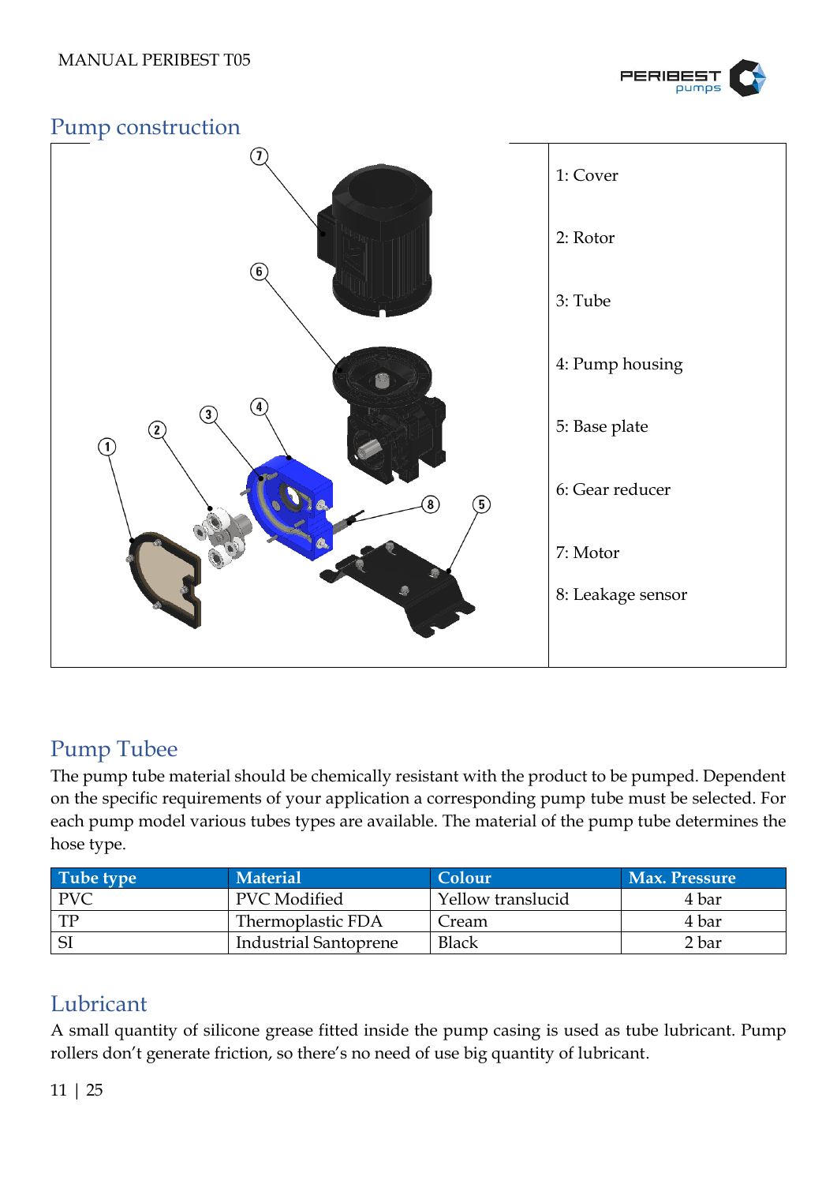## Pump construction

1: Cover

2: Rotor

3: Tube

4: Pump housing

5: Base plate

6: Gear reducer

7: Motor

8: Leakage sensor

## Pump Tubee

The pump tube material should be chemically resistant with the product to be pumped. Dependent on the specific requirements of your application a corresponding pump tube must be selected. For each pump model various tubes types are available. The material of the pump tube determines the hose type.

| Tube type | Material | Colour | Max. Pressure |
|---|---|---|---|
| PVC | PVC Modified | Yellow translucid | 4 bar |
| TP | Thermoplastic FDA | Cream | 4 bar |
| SI | Industrial Santoprene | Black | 2 bar |

## Lubricant

A small quantity of silicone grease fitted inside the pump casing is used as tube lubricant. Pump rollers don't generate friction, so there's no need of use big quantity of lubricant.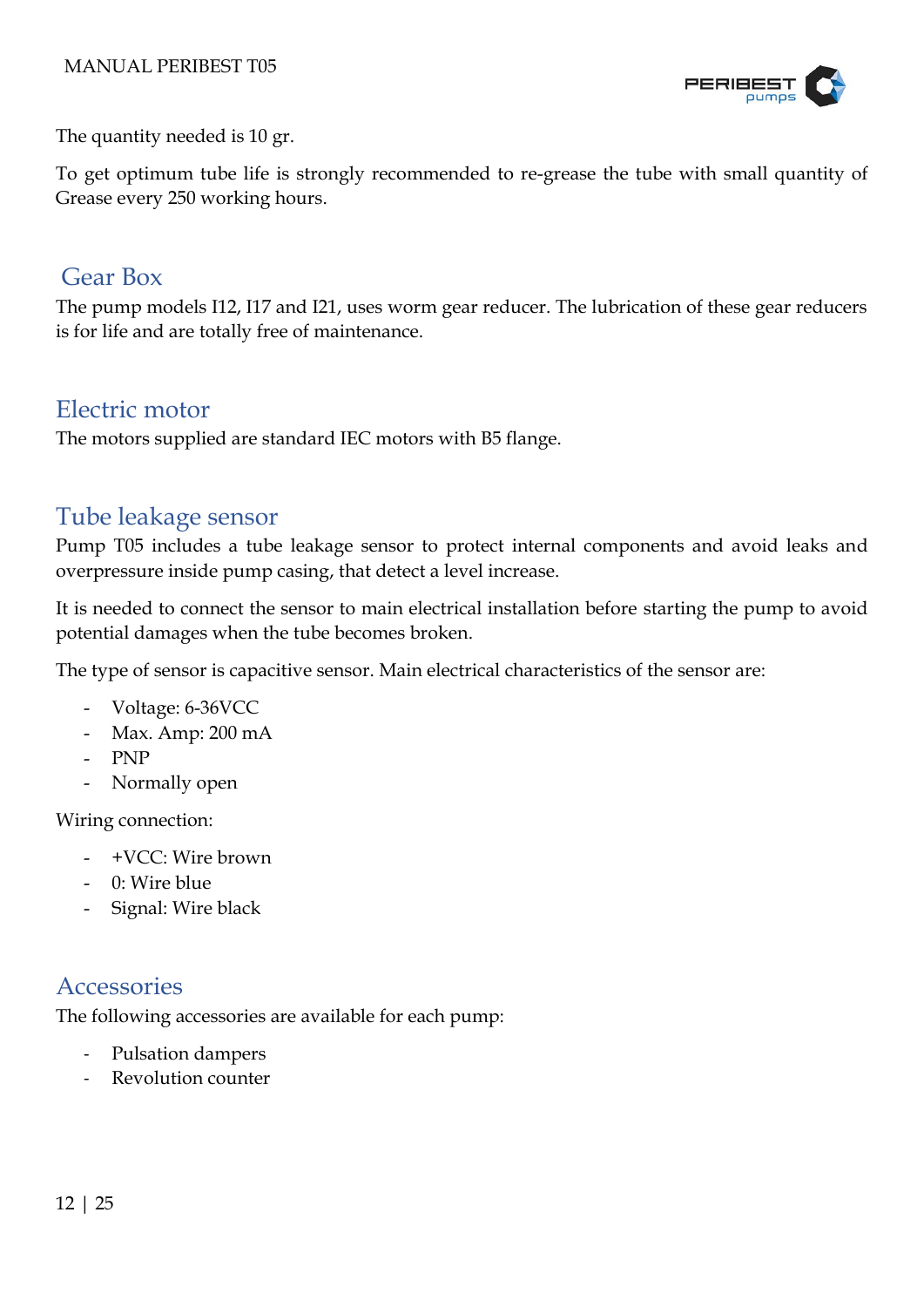The quantity needed is 10 gr.

To get optimum tube life is strongly recommended to re-grease the tube with small quantity of Grease every 250 working hours.

## Gear Box

The pump models I12, I17 and I21, uses worm gear reducer. The lubrication of these gear reducers is for life and are totally free of maintenance.

## Electric motor

The motors supplied are standard IEC motors with B5 flange.

## Tube leakage sensor

Pump T05 includes a tube leakage sensor to protect internal components and avoid leaks and overpressure inside pump casing, that detect a level increase.

It is needed to connect the sensor to main electrical installation before starting the pump to avoid potential damages when the tube becomes broken.

The type of sensor is capacitive sensor. Main electrical characteristics of the sensor are:

- Voltage: 6-36VCC
- Max. Amp: 200 mA
- PNP
- Normally open

Wiring connection:

- +VCC: Wire brown
- 0: Wire blue
- Signal: Wire black

## Accessories

The following accessories are available for each pump:

- Pulsation dampers
- Revolution counter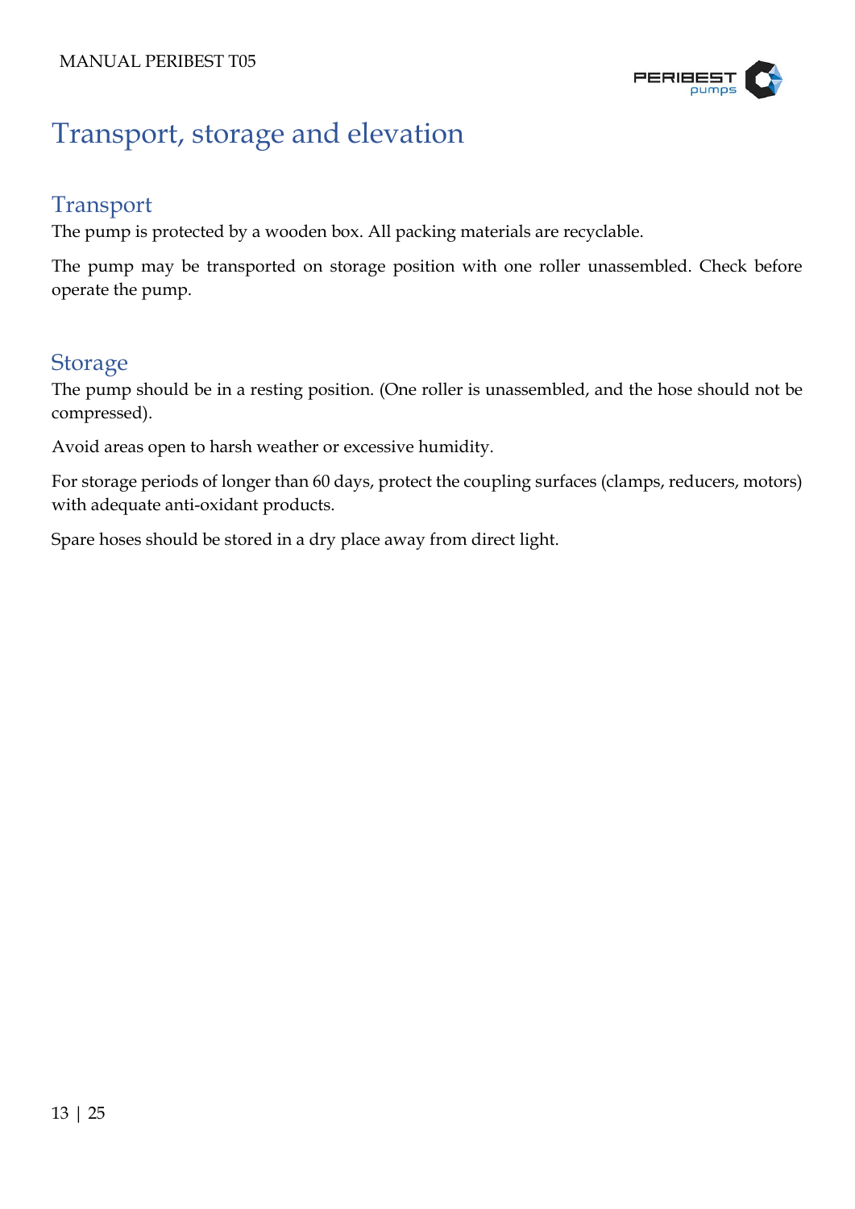# Transport, storage and elevation

## Transport

The pump is protected by a wooden box. All packing materials are recyclable.

The pump may be transported on storage position with one roller unassembled. Check before operate the pump.

## Storage

The pump should be in a resting position. (One roller is unassembled, and the hose should not be compressed).

Avoid areas open to harsh weather or excessive humidity.

For storage periods of longer than 60 days, protect the coupling surfaces (clamps, reducers, motors) with adequate anti-oxidant products.

Spare hoses should be stored in a dry place away from direct light.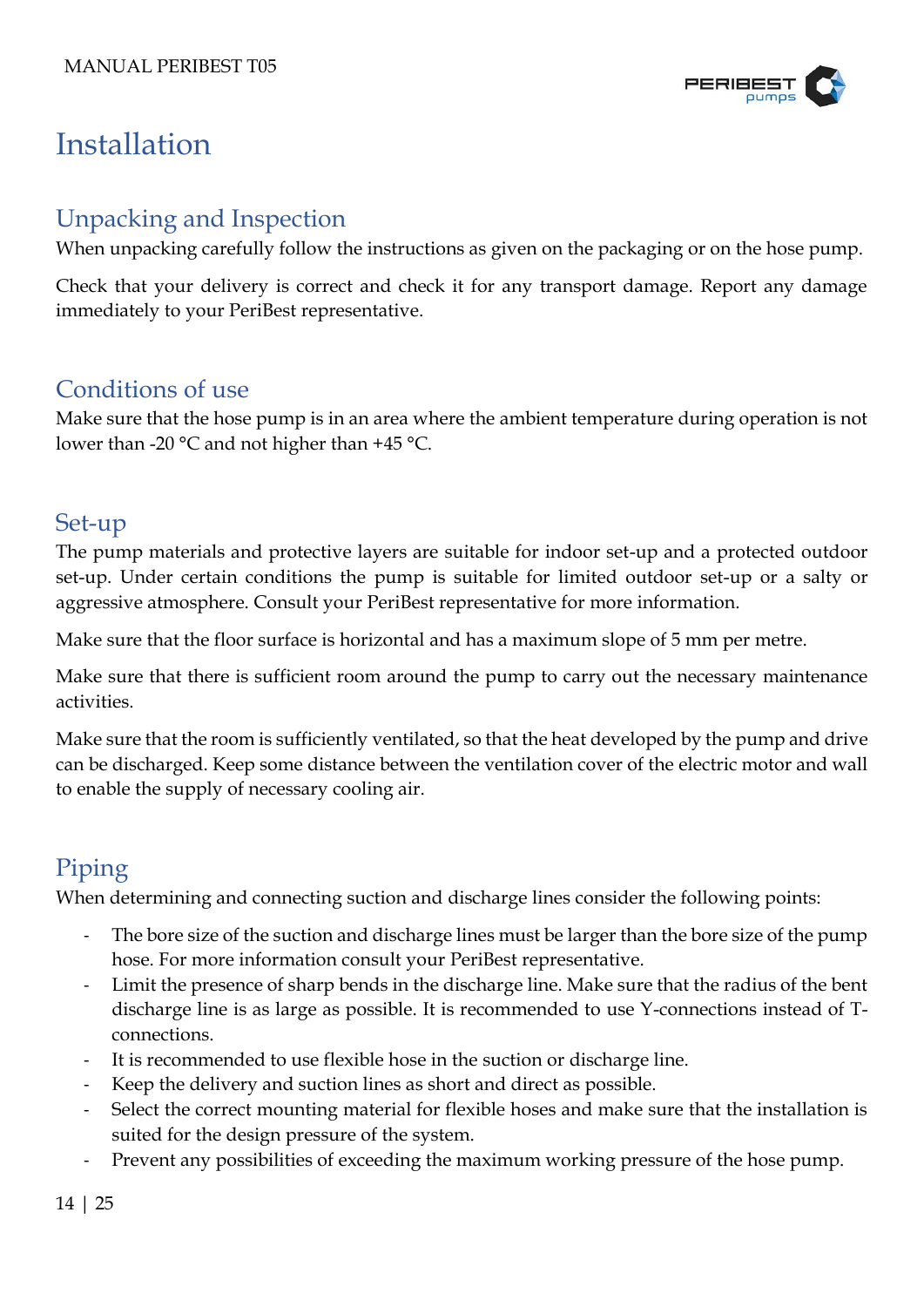# Installation

## Unpacking and Inspection

When unpacking carefully follow the instructions as given on the packaging or on the hose pump.

Check that your delivery is correct and check it for any transport damage. Report any damage immediately to your PeriBest representative.

## Conditions of use

Make sure that the hose pump is in an area where the ambient temperature during operation is not lower than -20 °C and not higher than +45 °C.

## Set-up

The pump materials and protective layers are suitable for indoor set-up and a protected outdoor set-up. Under certain conditions the pump is suitable for limited outdoor set-up or a salty or aggressive atmosphere. Consult your PeriBest representative for more information.

Make sure that the floor surface is horizontal and has a maximum slope of 5 mm per metre.

Make sure that there is sufficient room around the pump to carry out the necessary maintenance activities.

Make sure that the room is sufficiently ventilated, so that the heat developed by the pump and drive can be discharged. Keep some distance between the ventilation cover of the electric motor and wall to enable the supply of necessary cooling air.

## Piping

When determining and connecting suction and discharge lines consider the following points:

- The bore size of the suction and discharge lines must be larger than the bore size of the pump hose. For more information consult your PeriBest representative.
- Limit the presence of sharp bends in the discharge line. Make sure that the radius of the bent discharge line is as large as possible. It is recommended to use Y-connections instead of T-connections.
- It is recommended to use flexible hose in the suction or discharge line.
- Keep the delivery and suction lines as short and direct as possible.
- Select the correct mounting material for flexible hoses and make sure that the installation is suited for the design pressure of the system.
- Prevent any possibilities of exceeding the maximum working pressure of the hose pump.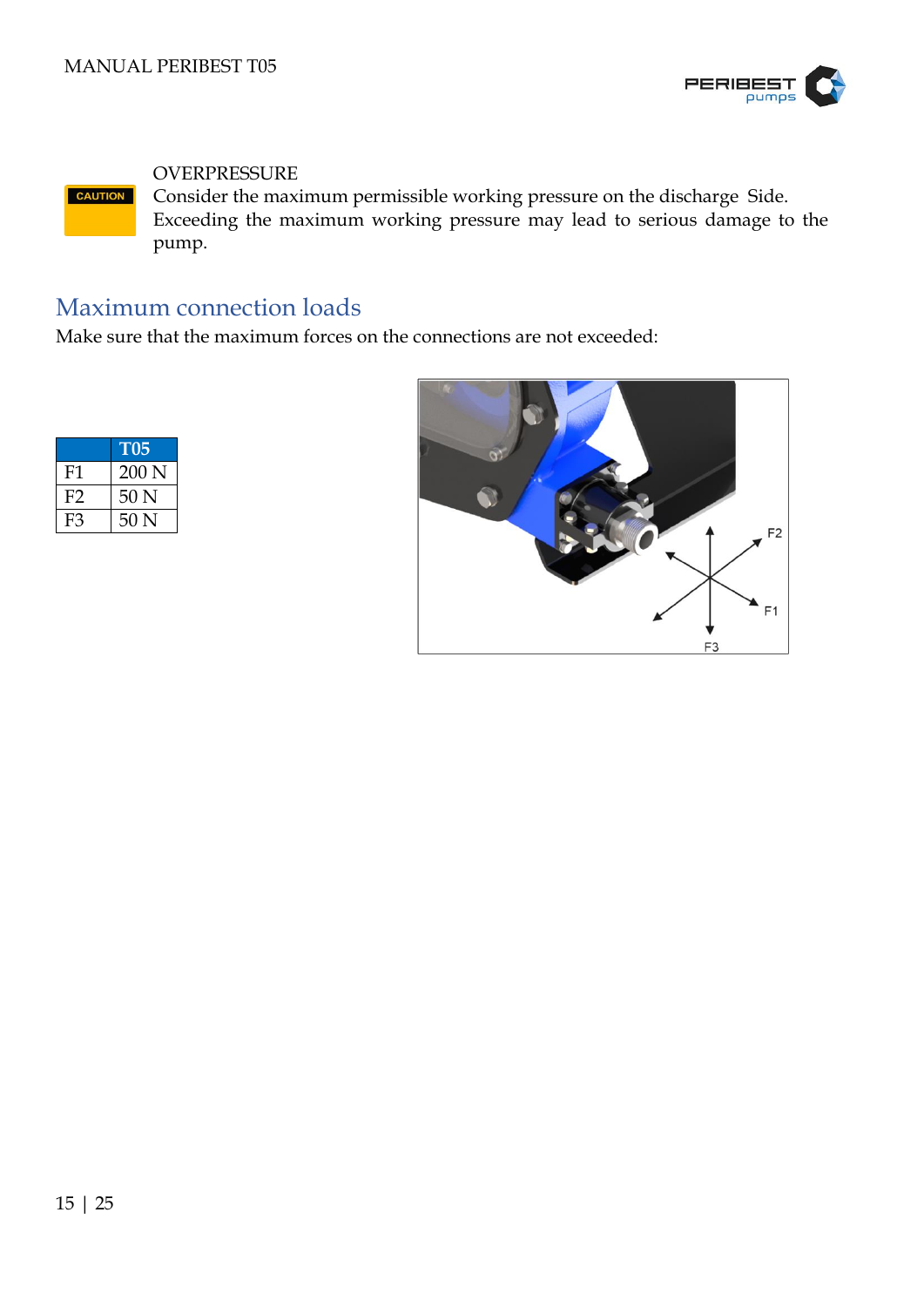CAUTION

OVERPRESSURE
Consider the maximum permissible working pressure on the discharge Side. Exceeding the maximum working pressure may lead to serious damage to the pump.

## Maximum connection loads

Make sure that the maximum forces on the connections are not exceeded:

| | T05 |
|---|---|
| F1 | 200 N |
| F2 | 50 N |
| F3 | 50 N |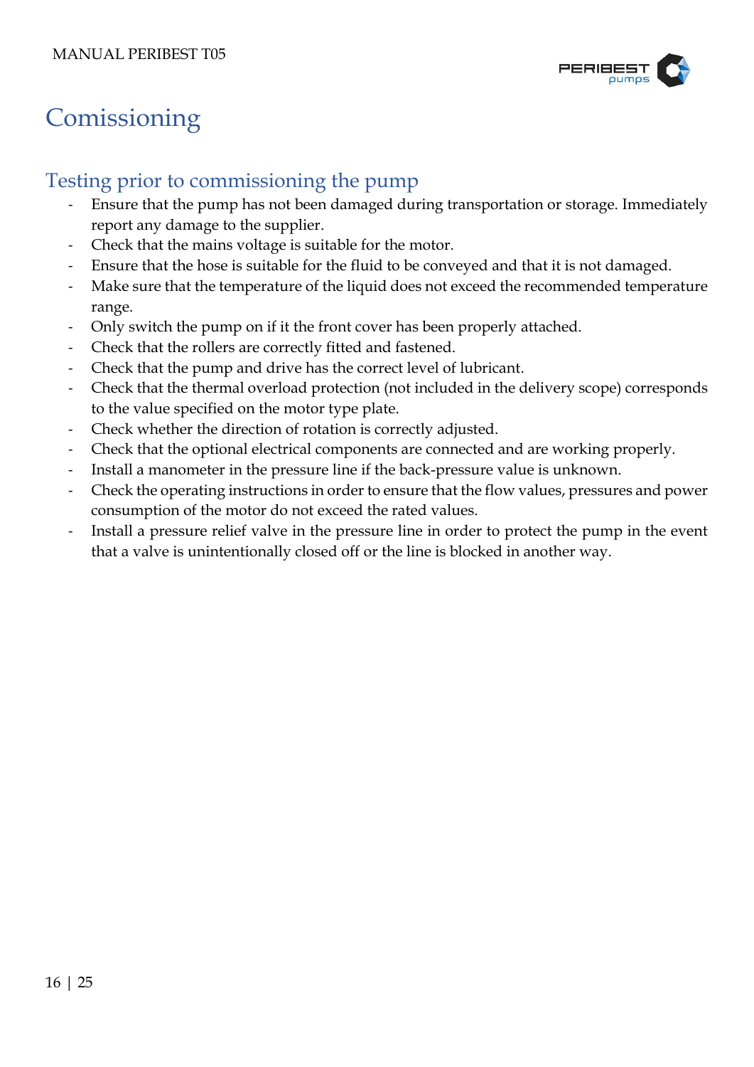# Comissioning

## Testing prior to commissioning the pump

- Ensure that the pump has not been damaged during transportation or storage. Immediately report any damage to the supplier.
- Check that the mains voltage is suitable for the motor.
- Ensure that the hose is suitable for the fluid to be conveyed and that it is not damaged.
- Make sure that the temperature of the liquid does not exceed the recommended temperature range.
- Only switch the pump on if it the front cover has been properly attached.
- Check that the rollers are correctly fitted and fastened.
- Check that the pump and drive has the correct level of lubricant.
- Check that the thermal overload protection (not included in the delivery scope) corresponds to the value specified on the motor type plate.
- Check whether the direction of rotation is correctly adjusted.
- Check that the optional electrical components are connected and are working properly.
- Install a manometer in the pressure line if the back-pressure value is unknown.
- Check the operating instructions in order to ensure that the flow values, pressures and power consumption of the motor do not exceed the rated values.
- Install a pressure relief valve in the pressure line in order to protect the pump in the event that a valve is unintentionally closed off or the line is blocked in another way.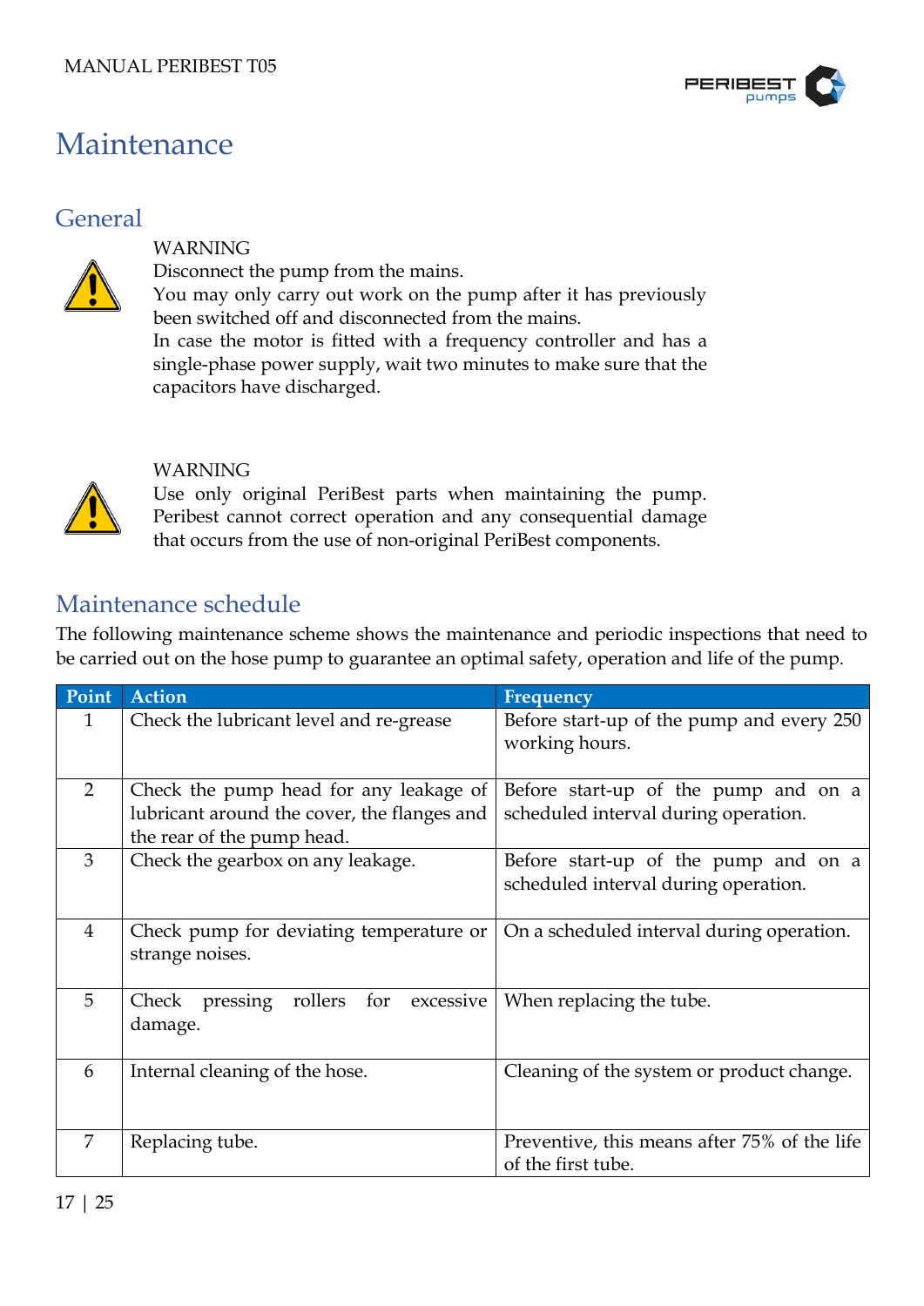# Maintenance

## General

WARNING
Disconnect the pump from the mains.
You may only carry out work on the pump after it has previously been switched off and disconnected from the mains.
In case the motor is fitted with a frequency controller and has a single-phase power supply, wait two minutes to make sure that the capacitors have discharged.

WARNING
Use only original PeriBest parts when maintaining the pump. Peribest cannot correct operation and any consequential damage that occurs from the use of non-original PeriBest components.

## Maintenance schedule

The following maintenance scheme shows the maintenance and periodic inspections that need to be carried out on the hose pump to guarantee an optimal safety, operation and life of the pump.

| Point | Action | Frequency |
|---|---|---|
| 1 | Check the lubricant level and re-grease | Before start-up of the pump and every 250 working hours. |
| 2 | Check the pump head for any leakage of lubricant around the cover, the flanges and the rear of the pump head. | Before start-up of the pump and on a scheduled interval during operation. |
| 3 | Check the gearbox on any leakage. | Before start-up of the pump and on a scheduled interval during operation. |
| 4 | Check pump for deviating temperature or strange noises. | On a scheduled interval during operation. |
| 5 | Check pressing rollers for excessive damage. | When replacing the tube. |
| 6 | Internal cleaning of the hose. | Cleaning of the system or product change. |
| 7 | Replacing tube. | Preventive, this means after 75% of the life of the first tube. |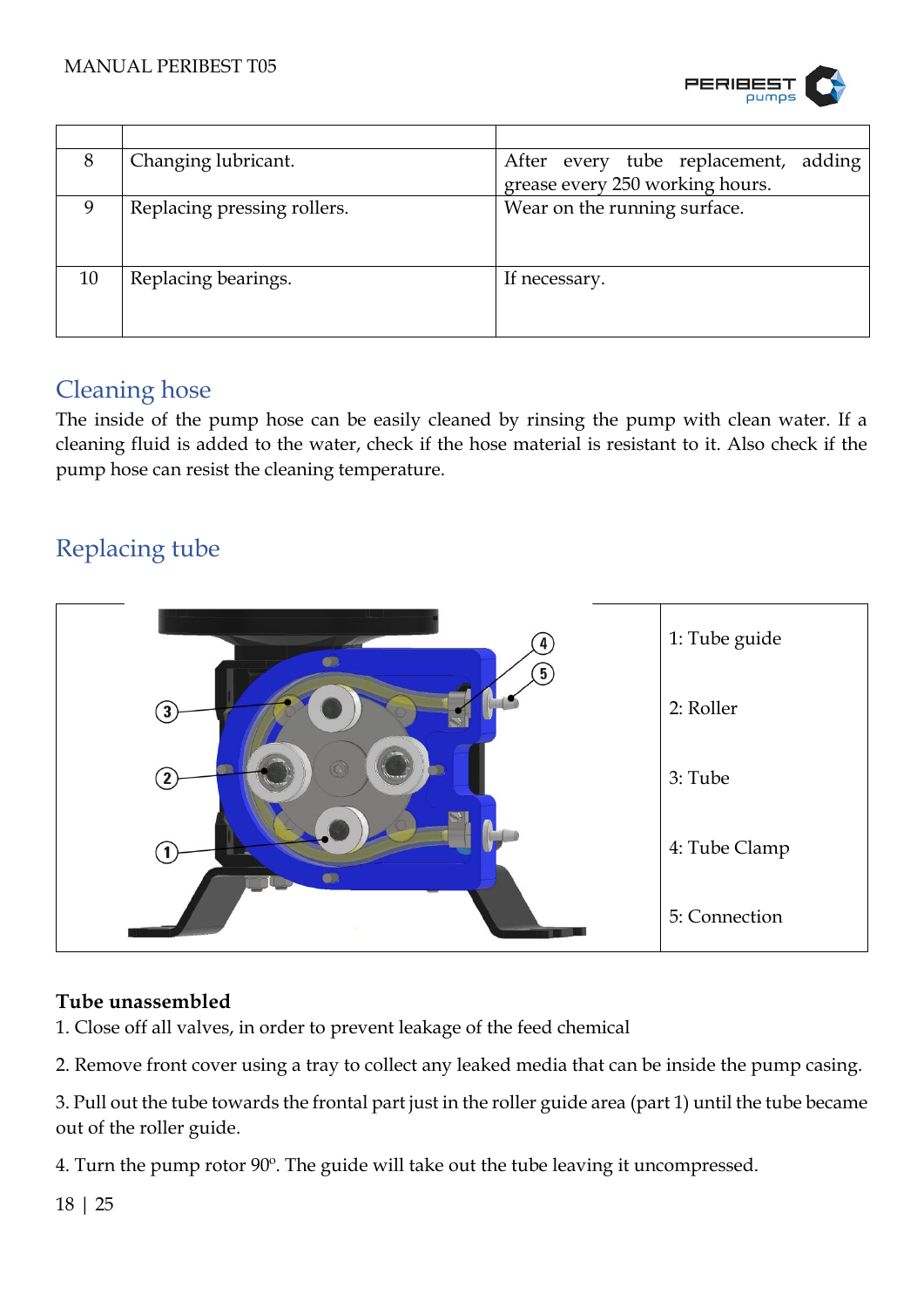| | | |
|---|---|---|
| 8 | Changing lubricant. | After every tube replacement, adding grease every 250 working hours. |
| 9 | Replacing pressing rollers. | Wear on the running surface. |
| 10 | Replacing bearings. | If necessary. |

## Cleaning hose

The inside of the pump hose can be easily cleaned by rinsing the pump with clean water. If a cleaning fluid is added to the water, check if the hose material is resistant to it. Also check if the pump hose can resist the cleaning temperature.

## Replacing tube

1: Tube guide

2: Roller

3: Tube

4: Tube Clamp

5: Connection

**Tube unassembled**

1. Close off all valves, in order to prevent leakage of the feed chemical

2. Remove front cover using a tray to collect any leaked media that can be inside the pump casing.

3. Pull out the tube towards the frontal part just in the roller guide area (part 1) until the tube became out of the roller guide.

4. Turn the pump rotor 90º. The guide will take out the tube leaving it uncompressed.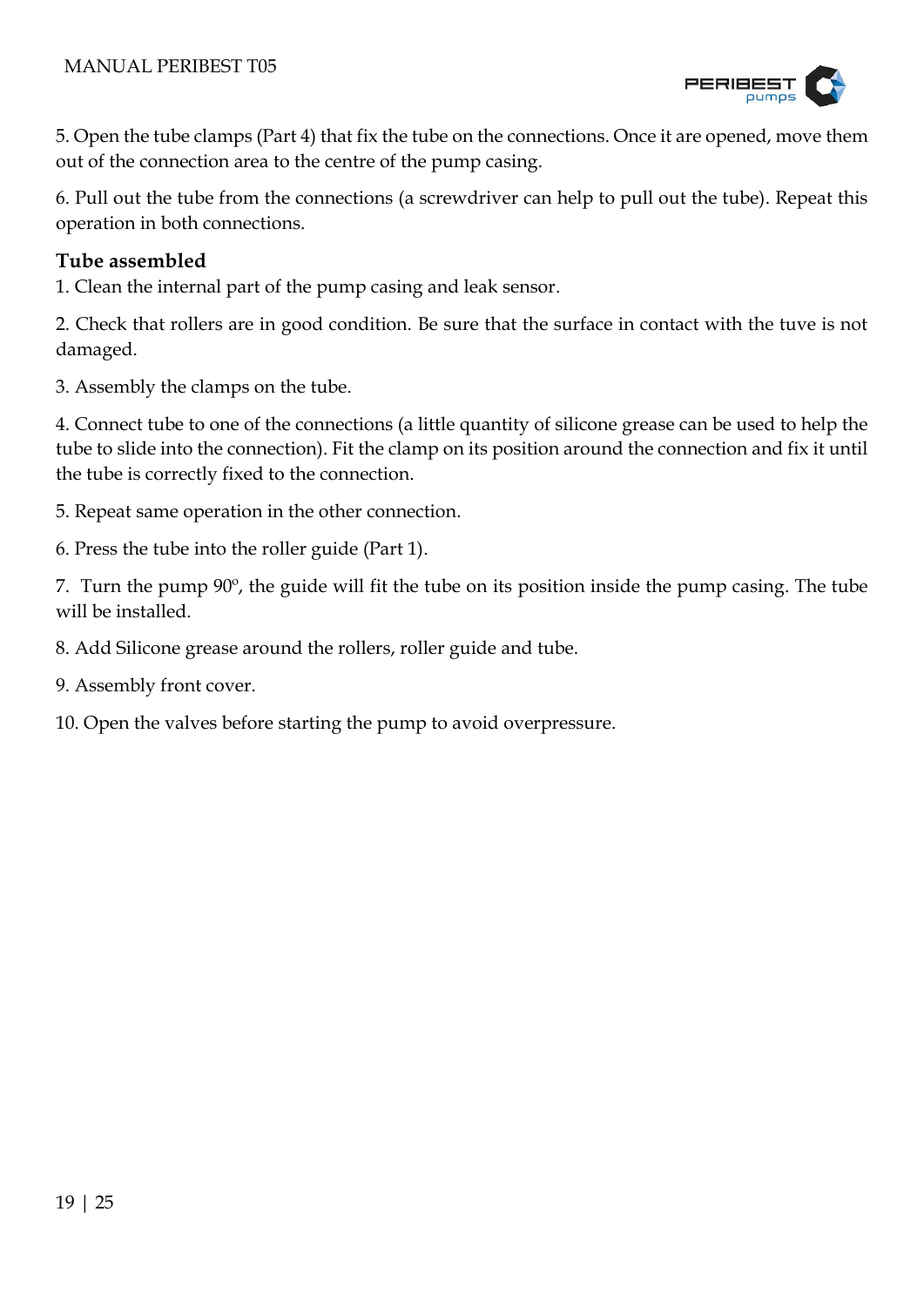5. Open the tube clamps (Part 4) that fix the tube on the connections. Once it are opened, move them out of the connection area to the centre of the pump casing.

6. Pull out the tube from the connections (a screwdriver can help to pull out the tube). Repeat this operation in both connections.

**Tube assembled**

1. Clean the internal part of the pump casing and leak sensor.

2. Check that rollers are in good condition. Be sure that the surface in contact with the tuve is not damaged.

3. Assembly the clamps on the tube.

4. Connect tube to one of the connections (a little quantity of silicone grease can be used to help the tube to slide into the connection). Fit the clamp on its position around the connection and fix it until the tube is correctly fixed to the connection.

5. Repeat same operation in the other connection.

6. Press the tube into the roller guide (Part 1).

7. Turn the pump 90º, the guide will fit the tube on its position inside the pump casing. The tube will be installed.

8. Add Silicone grease around the rollers, roller guide and tube.

9. Assembly front cover.

10. Open the valves before starting the pump to avoid overpressure.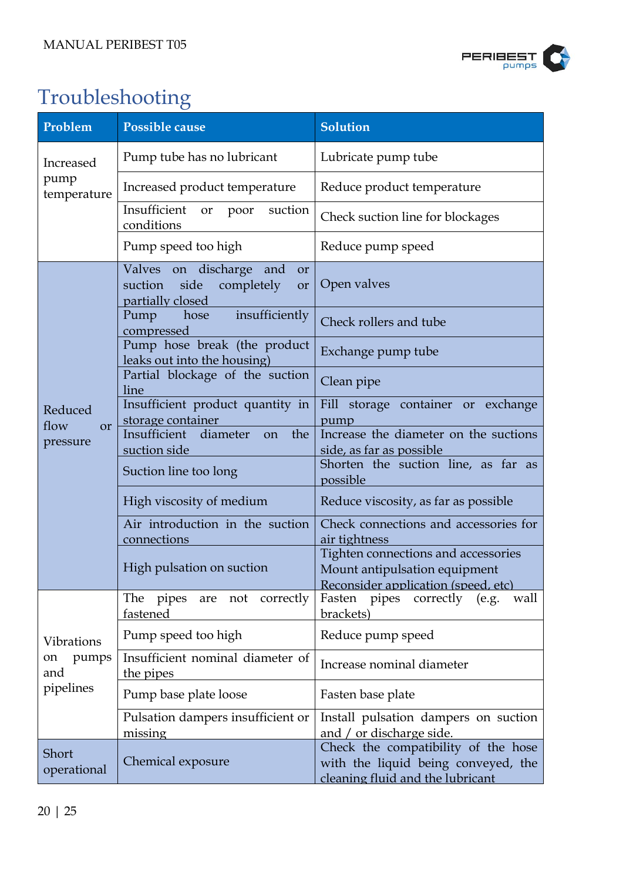# Troubleshooting

| Problem | Possible cause | Solution |
|---|---|---|
| Increased pump temperature | Pump tube has no lubricant | Lubricate pump tube |
| | Increased product temperature | Reduce product temperature |
| | Insufficient or poor suction conditions | Check suction line for blockages |
| | Pump speed too high | Reduce pump speed |
| Reduced flow or pressure | Valves on discharge and or suction side completely or partially closed | Open valves |
| | Pump hose insufficiently compressed | Check rollers and tube |
| | Pump hose break (the product leaks out into the housing) | Exchange pump tube |
| | Partial blockage of the suction line | Clean pipe |
| | Insufficient product quantity in storage container | Fill storage container or exchange pump |
| | Insufficient diameter on the suction side | Increase the diameter on the suctions side, as far as possible |
| | Suction line too long | Shorten the suction line, as far as possible |
| | High viscosity of medium | Reduce viscosity, as far as possible |
| | Air introduction in the suction connections | Check connections and accessories for air tightness |
| | High pulsation on suction | Tighten connections and accessories<br>Mount antipulsation equipment<br>Reconsider application (speed, etc) |
| Vibrations on pumps and pipelines | The pipes are not correctly fastened | Fasten pipes correctly (e.g. wall brackets) |
| | Pump speed too high | Reduce pump speed |
| | Insufficient nominal diameter of the pipes | Increase nominal diameter |
| | Pump base plate loose | Fasten base plate |
| | Pulsation dampers insufficient or missing | Install pulsation dampers on suction and / or discharge side. |
| Short operational | Chemical exposure | Check the compatibility of the hose with the liquid being conveyed, the cleaning fluid and the lubricant |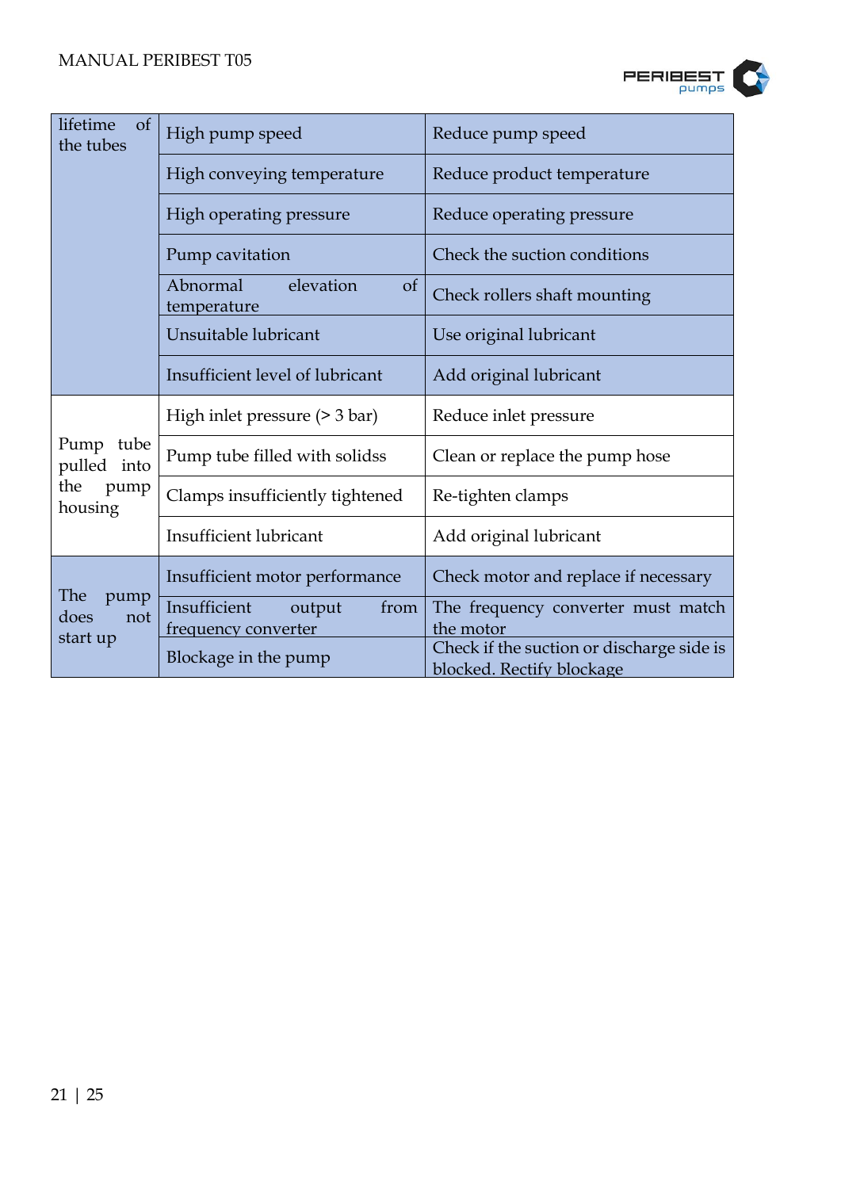| | | |
|---|---|---|
| lifetime of the tubes | High pump speed | Reduce pump speed |
| | High conveying temperature | Reduce product temperature |
| | High operating pressure | Reduce operating pressure |
| | Pump cavitation | Check the suction conditions |
| | Abnormal elevation of temperature | Check rollers shaft mounting |
| | Unsuitable lubricant | Use original lubricant |
| | Insufficient level of lubricant | Add original lubricant |
| Pump tube pulled into the pump housing | High inlet pressure (> 3 bar) | Reduce inlet pressure |
| | Pump tube filled with solidss | Clean or replace the pump hose |
| | Clamps insufficiently tightened | Re-tighten clamps |
| | Insufficient lubricant | Add original lubricant |
| The pump does not start up | Insufficient motor performance | Check motor and replace if necessary |
| | Insufficient output from frequency converter | The frequency converter must match the motor |
| | Blockage in the pump | Check if the suction or discharge side is blocked. Rectify blockage |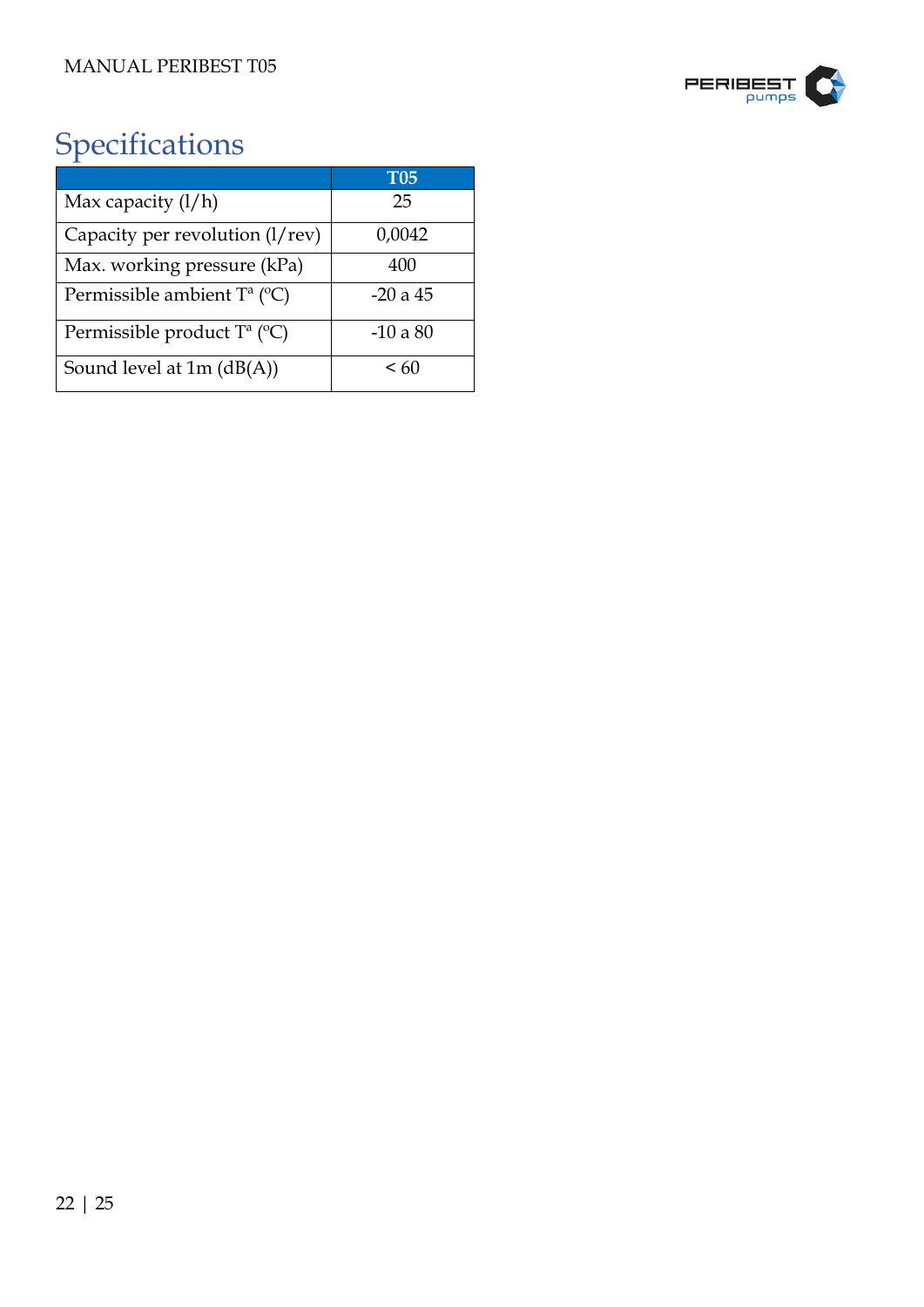# Specifications

| | T05 |
|---|---|
| Max capacity (l/h) | 25 |
| Capacity per revolution (l/rev) | 0,0042 |
| Max. working pressure (kPa) | 400 |
| Permissible ambient Tª (ºC) | -20 a 45 |
| Permissible product Tª (ºC) | -10 a 80 |
| Sound level at 1m (dB(A)) | < 60 |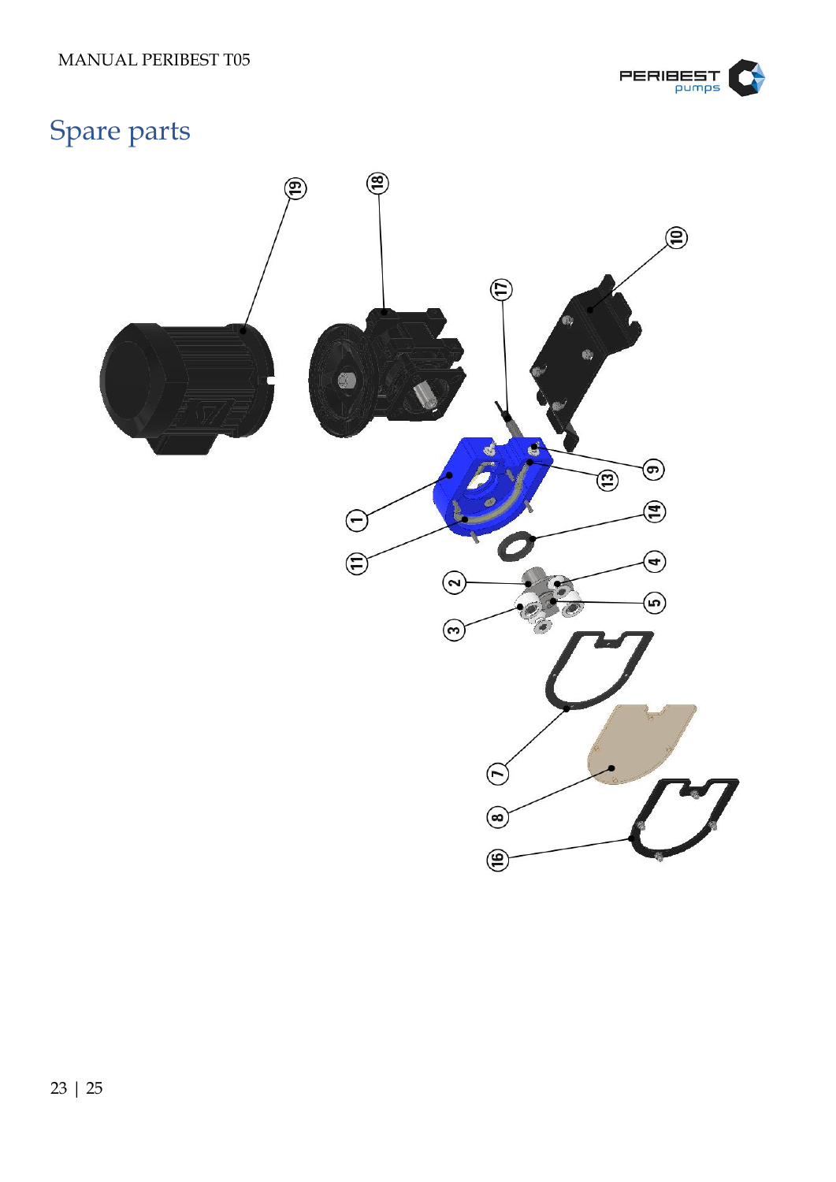# Spare parts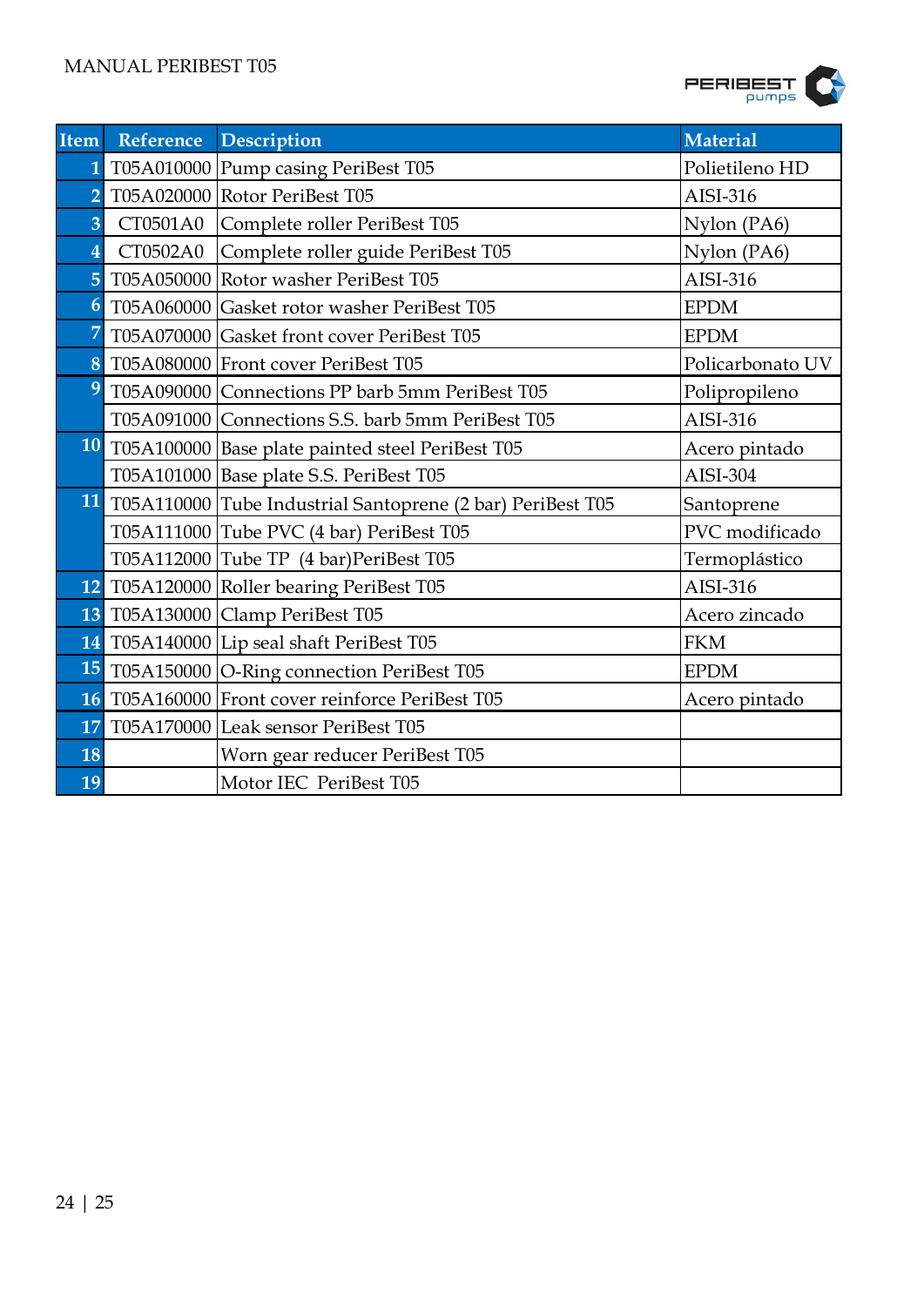| Item | Reference | Description | Material |
|---|---|---|---|
| 1 | T05A010000 | Pump casing PeriBest T05 | Polietileno HD |
| 2 | T05A020000 | Rotor PeriBest T05 | AISI-316 |
| 3 | CT0501A0 | Complete roller PeriBest T05 | Nylon (PA6) |
| 4 | CT0502A0 | Complete roller guide PeriBest T05 | Nylon (PA6) |
| 5 | T05A050000 | Rotor washer PeriBest T05 | AISI-316 |
| 6 | T05A060000 | Gasket rotor washer PeriBest T05 | EPDM |
| 7 | T05A070000 | Gasket front cover PeriBest T05 | EPDM |
| 8 | T05A080000 | Front cover PeriBest T05 | Policarbonato UV |
| 9 | T05A090000 | Connections PP barb 5mm PeriBest T05 | Polipropileno |
| | T05A091000 | Connections S.S. barb 5mm PeriBest T05 | AISI-316 |
| 10 | T05A100000 | Base plate painted steel PeriBest T05 | Acero pintado |
| | T05A101000 | Base plate S.S. PeriBest T05 | AISI-304 |
| 11 | T05A110000 | Tube Industrial Santoprene (2 bar) PeriBest T05 | Santoprene |
| | T05A111000 | Tube PVC (4 bar) PeriBest T05 | PVC modificado |
| | T05A112000 | Tube TP (4 bar)PeriBest T05 | Termoplástico |
| 12 | T05A120000 | Roller bearing PeriBest T05 | AISI-316 |
| 13 | T05A130000 | Clamp PeriBest T05 | Acero zincado |
| 14 | T05A140000 | Lip seal shaft PeriBest T05 | FKM |
| 15 | T05A150000 | O-Ring connection PeriBest T05 | EPDM |
| 16 | T05A160000 | Front cover reinforce PeriBest T05 | Acero pintado |
| 17 | T05A170000 | Leak sensor PeriBest T05 | |
| 18 | | Worn gear reducer PeriBest T05 | |
| 19 | | Motor IEC PeriBest T05 | |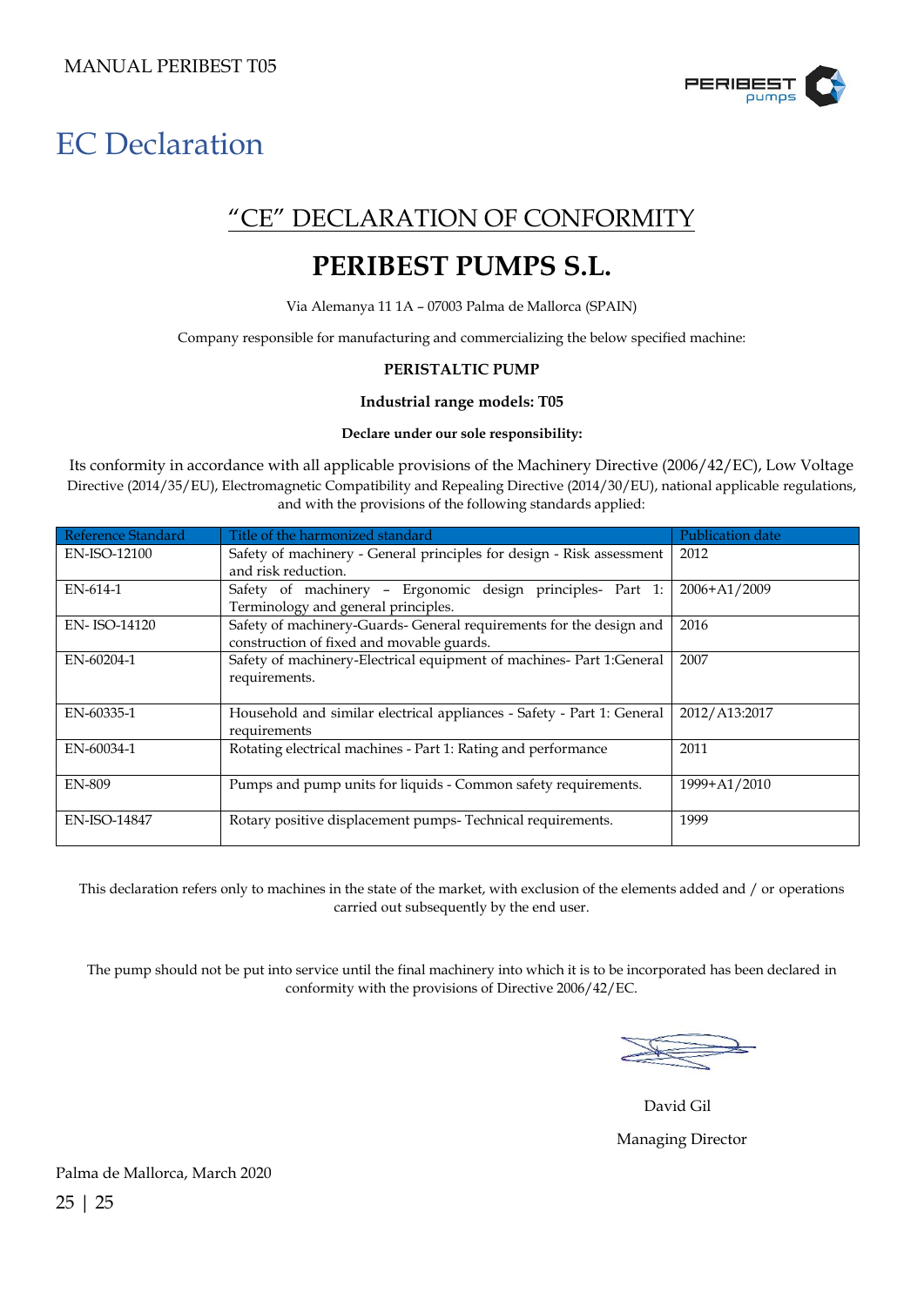# EC Declaration

## "CE" DECLARATION OF CONFORMITY

## PERIBEST PUMPS S.L.

Via Alemanya 11 1A – 07003 Palma de Mallorca (SPAIN)

Company responsible for manufacturing and commercializing the below specified machine:

**PERISTALTIC PUMP**

**Industrial range models: T05**

**Declare under our sole responsibility:**

Its conformity in accordance with all applicable provisions of the Machinery Directive (2006/42/EC), Low Voltage Directive (2014/35/EU), Electromagnetic Compatibility and Repealing Directive (2014/30/EU), national applicable regulations, and with the provisions of the following standards applied:

| Reference Standard | Title of the harmonized standard | Publication date |
|---|---|---|
| EN-ISO-12100 | Safety of machinery - General principles for design - Risk assessment and risk reduction. | 2012 |
| EN-614-1 | Safety of machinery – Ergonomic design principles- Part 1: Terminology and general principles. | 2006+A1/2009 |
| EN- ISO-14120 | Safety of machinery-Guards- General requirements for the design and construction of fixed and movable guards. | 2016 |
| EN-60204-1 | Safety of machinery-Electrical equipment of machines- Part 1:General requirements. | 2007 |
| EN-60335-1 | Household and similar electrical appliances - Safety - Part 1: General requirements | 2012/A13:2017 |
| EN-60034-1 | Rotating electrical machines - Part 1: Rating and performance | 2011 |
| EN-809 | Pumps and pump units for liquids - Common safety requirements. | 1999+A1/2010 |
| EN-ISO-14847 | Rotary positive displacement pumps- Technical requirements. | 1999 |

This declaration refers only to machines in the state of the market, with exclusion of the elements added and / or operations carried out subsequently by the end user.

The pump should not be put into service until the final machinery into which it is to be incorporated has been declared in conformity with the provisions of Directive 2006/42/EC.

David Gil

Managing Director

Palma de Mallorca, March 2020